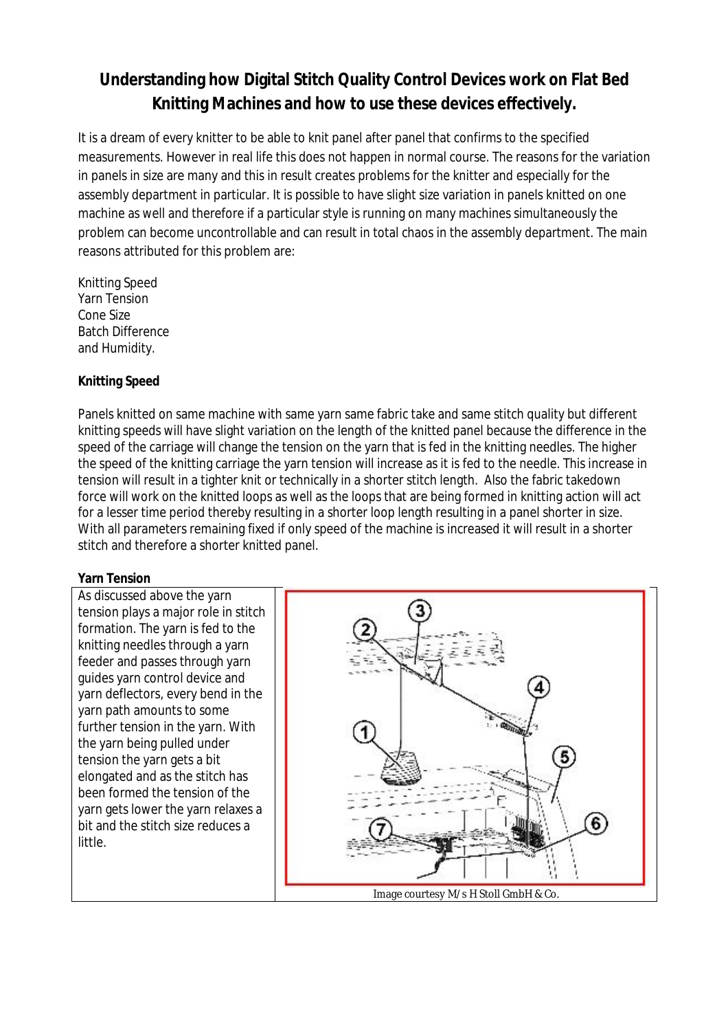# Understanding how Digital Stitch Quality Control Devices work on Flat Bed Knitting Machines and how to use these devices effectively.

It is a dream of every knitter to be able to knit panel after panel that confirms to the specified measurements. However in real life this does not happen in normal course. The reasons for the variation in panels in size are many and this in result creates problems for the knitter and especially for the assembly department in particular. It is possible to have slight size variation in panels knitted on one machine as well and therefore if a particular style is running on many machines simultaneously the problem can become uncontrollable and can result in total chaos in the assembly department. The main reasons attributed for this problem are:

Knitting Speed
Yarn Tension
Cone Size
Batch Difference
and Humidity.

**Knitting Speed**

Panels knitted on same machine with same yarn same fabric take and same stitch quality but different knitting speeds will have slight variation on the length of the knitted panel because the difference in the speed of the carriage will change the tension on the yarn that is fed in the knitting needles. The higher the speed of the knitting carriage the yarn tension will increase as it is fed to the needle. This increase in tension will result in a tighter knit or technically in a shorter stitch length. Also the fabric takedown force will work on the knitted loops as well as the loops that are being formed in knitting action will act for a lesser time period thereby resulting in a shorter loop length resulting in a panel shorter in size. With all parameters remaining fixed if only speed of the machine is increased it will result in a shorter stitch and therefore a shorter knitted panel.

**Yarn Tension**

As discussed above the yarn tension plays a major role in stitch formation. The yarn is fed to the knitting needles through a yarn feeder and passes through yarn guides yarn control device and yarn deflectors, every bend in the yarn path amounts to some further tension in the yarn. With the yarn being pulled under tension the yarn gets a bit elongated and as the stitch has been formed the tension of the yarn gets lower the yarn relaxes a bit and the stitch size reduces a little.

Image courtesy M/s H Stoll GmbH & Co.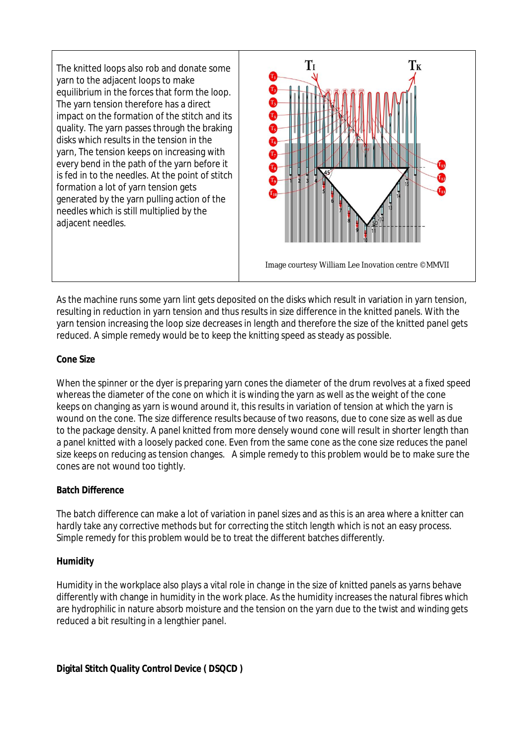The knitted loops also rob and donate some yarn to the adjacent loops to make equilibrium in the forces that form the loop. The yarn tension therefore has a direct impact on the formation of the stitch and its quality. The yarn passes through the braking disks which results in the tension in the yarn, The tension keeps on increasing with every bend in the path of the yarn before it is fed in to the needles. At the point of stitch formation a lot of yarn tension gets generated by the yarn pulling action of the needles which is still multiplied by the adjacent needles.

Image courtesy William Lee Inovation centre ©MMVII

As the machine runs some yarn lint gets deposited on the disks which result in variation in yarn tension, resulting in reduction in yarn tension and thus results in size difference in the knitted panels. With the yarn tension increasing the loop size decreases in length and therefore the size of the knitted panel gets reduced. A simple remedy would be to keep the knitting speed as steady as possible.

**Cone Size**

When the spinner or the dyer is preparing yarn cones the diameter of the drum revolves at a fixed speed whereas the diameter of the cone on which it is winding the yarn as well as the weight of the cone keeps on changing as yarn is wound around it, this results in variation of tension at which the yarn is wound on the cone. The size difference results because of two reasons, due to cone size as well as due to the package density. A panel knitted from more densely wound cone will result in shorter length than a panel knitted with a loosely packed cone. Even from the same cone as the cone size reduces the panel size keeps on reducing as tension changes.   A simple remedy to this problem would be to make sure the cones are not wound too tightly.

**Batch Difference**

The batch difference can make a lot of variation in panel sizes and as this is an area where a knitter can hardly take any corrective methods but for correcting the stitch length which is not an easy process. Simple remedy for this problem would be to treat the different batches differently.

**Humidity**

Humidity in the workplace also plays a vital role in change in the size of knitted panels as yarns behave differently with change in humidity in the work place. As the humidity increases the natural fibres which are hydrophilic in nature absorb moisture and the tension on the yarn due to the twist and winding gets reduced a bit resulting in a lengthier panel.

**Digital Stitch Quality Control Device ( DSQCD )**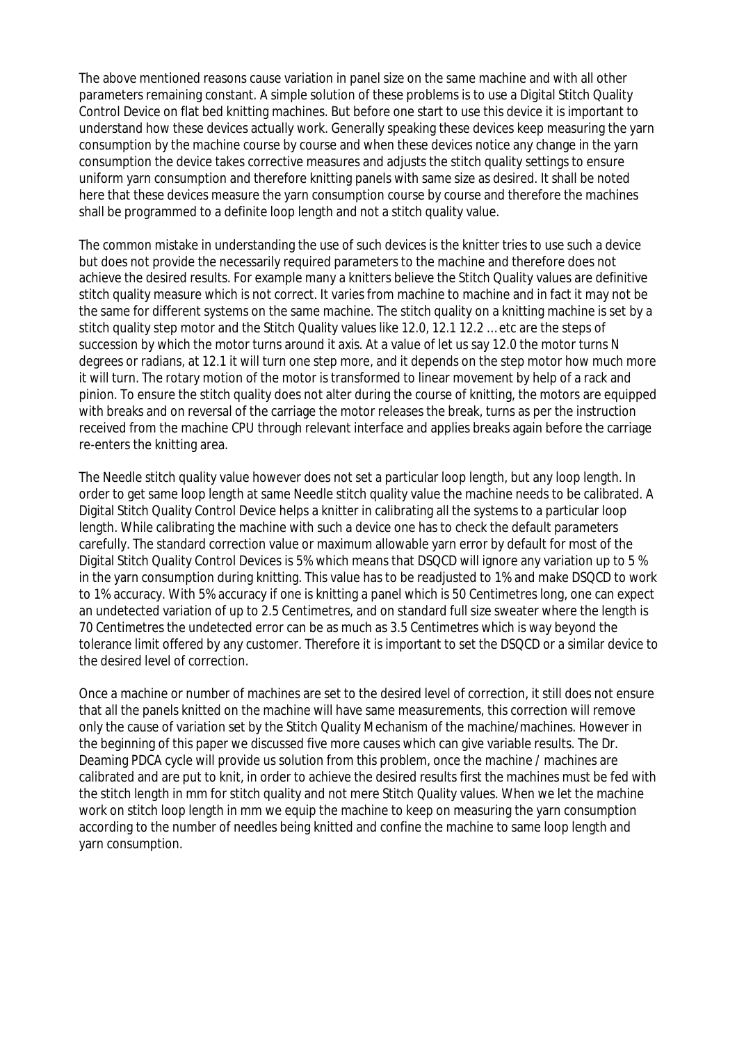The above mentioned reasons cause variation in panel size on the same machine and with all other parameters remaining constant. A simple solution of these problems is to use a Digital Stitch Quality Control Device on flat bed knitting machines. But before one start to use this device it is important to understand how these devices actually work. Generally speaking these devices keep measuring the yarn consumption by the machine course by course and when these devices notice any change in the yarn consumption the device takes corrective measures and adjusts the stitch quality settings to ensure uniform yarn consumption and therefore knitting panels with same size as desired. It shall be noted here that these devices measure the yarn consumption course by course and therefore the machines shall be programmed to a definite loop length and not a stitch quality value.

The common mistake in understanding the use of such devices is the knitter tries to use such a device but does not provide the necessarily required parameters to the machine and therefore does not achieve the desired results. For example many a knitters believe the Stitch Quality values are definitive stitch quality measure which is not correct. It varies from machine to machine and in fact it may not be the same for different systems on the same machine. The stitch quality on a knitting machine is set by a stitch quality step motor and the Stitch Quality values like 12.0, 12.1 12.2 … etc are the steps of succession by which the motor turns around it axis. At a value of let us say 12.0 the motor turns N degrees or radians, at 12.1 it will turn one step more, and it depends on the step motor how much more it will turn. The rotary motion of the motor is transformed to linear movement by help of a rack and pinion. To ensure the stitch quality does not alter during the course of knitting, the motors are equipped with breaks and on reversal of the carriage the motor releases the break, turns as per the instruction received from the machine CPU through relevant interface and applies breaks again before the carriage re-enters the knitting area.

The Needle stitch quality value however does not set a particular loop length, but any loop length. In order to get same loop length at same Needle stitch quality value the machine needs to be calibrated. A Digital Stitch Quality Control Device helps a knitter in calibrating all the systems to a particular loop length. While calibrating the machine with such a device one has to check the default parameters carefully. The standard correction value or maximum allowable yarn error by default for most of the Digital Stitch Quality Control Devices is 5% which means that DSQCD will ignore any variation up to 5 % in the yarn consumption during knitting. This value has to be readjusted to 1% and make DSQCD to work to 1% accuracy. With 5% accuracy if one is knitting a panel which is 50 Centimetres long, one can expect an undetected variation of up to 2.5 Centimetres, and on standard full size sweater where the length is 70 Centimetres the undetected error can be as much as 3.5 Centimetres which is way beyond the tolerance limit offered by any customer. Therefore it is important to set the DSQCD or a similar device to the desired level of correction.

Once a machine or number of machines are set to the desired level of correction, it still does not ensure that all the panels knitted on the machine will have same measurements, this correction will remove only the cause of variation set by the Stitch Quality Mechanism of the machine/machines. However in the beginning of this paper we discussed five more causes which can give variable results. The Dr. Deaming PDCA cycle will provide us solution from this problem, once the machine / machines are calibrated and are put to knit, in order to achieve the desired results first the machines must be fed with the stitch length in mm for stitch quality and not mere Stitch Quality values. When we let the machine work on stitch loop length in mm we equip the machine to keep on measuring the yarn consumption according to the number of needles being knitted and confine the machine to same loop length and yarn consumption.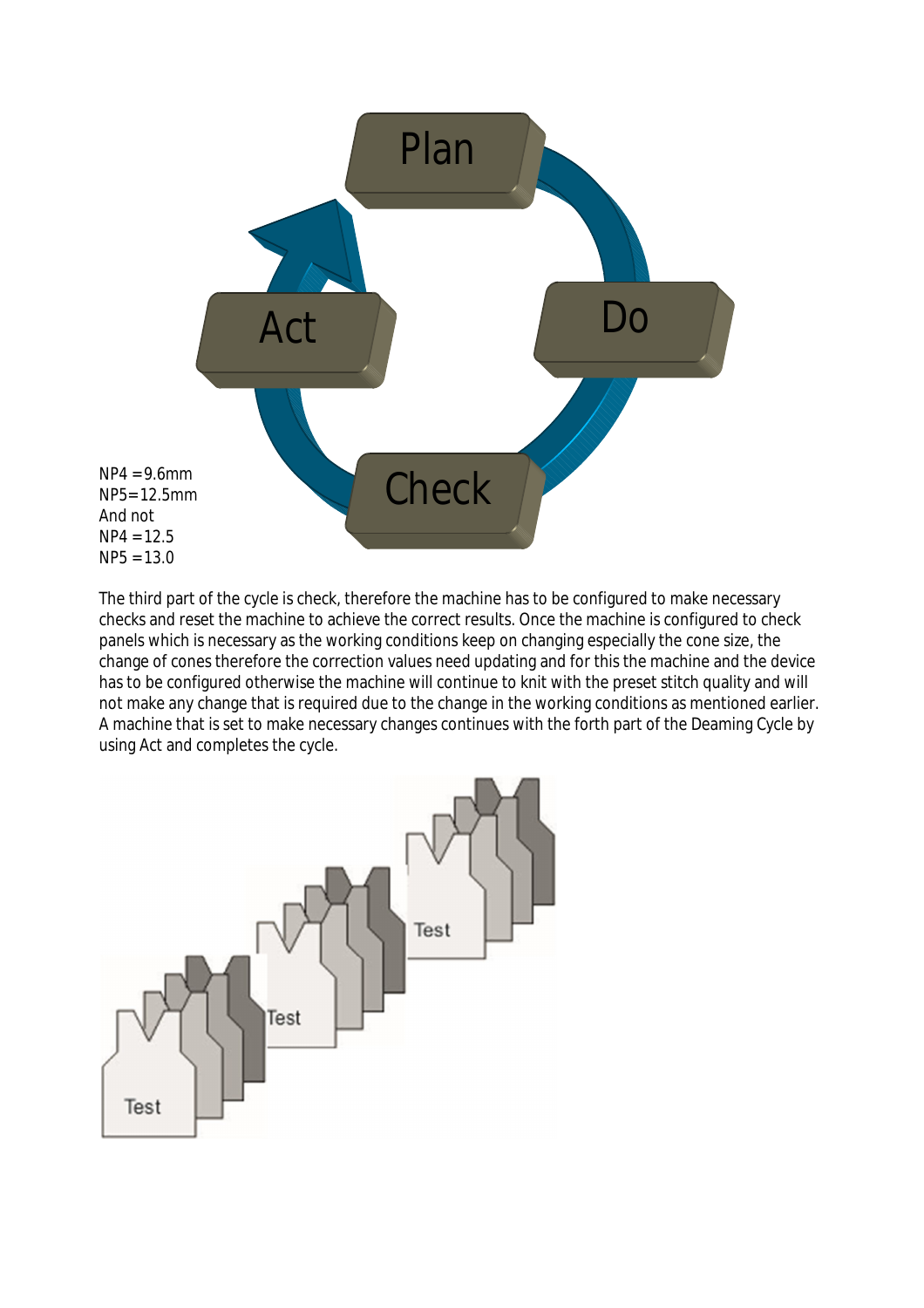NP4 =9.6mm
NP5=12.5mm
And not
NP4 =12.5
NP5 =13.0

The third part of the cycle is check, therefore the machine has to be configured to make necessary checks and reset the machine to achieve the correct results. Once the machine is configured to check panels which is necessary as the working conditions keep on changing especially the cone size, the change of cones therefore the correction values need updating and for this the machine and the device has to be configured otherwise the machine will continue to knit with the preset stitch quality and will not make any change that is required due to the change in the working conditions as mentioned earlier. A machine that is set to make necessary changes continues with the forth part of the Deaming Cycle by using Act and completes the cycle.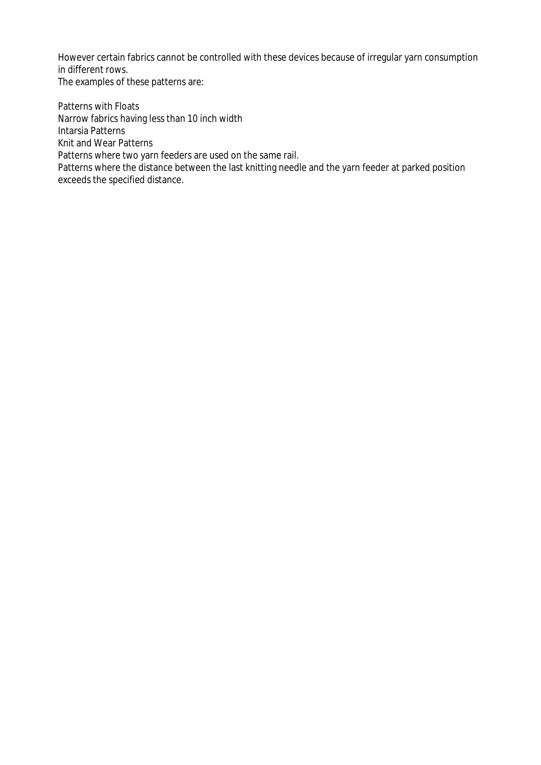However certain fabrics cannot be controlled with these devices because of irregular yarn consumption in different rows.
The examples of these patterns are:

Patterns with Floats
Narrow fabrics having less than 10 inch width
Intarsia Patterns
Knit and Wear Patterns
Patterns where two yarn feeders are used on the same rail.
Patterns where the distance between the last knitting needle and the yarn feeder at parked position exceeds the specified distance.